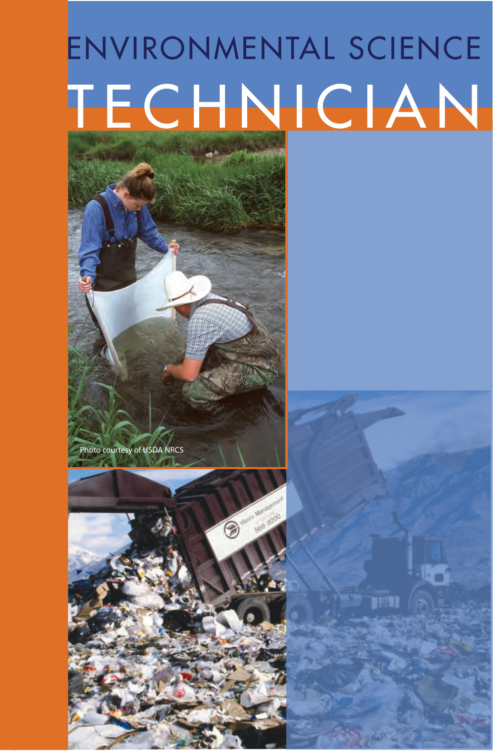# ENVIRONMENTAL SCIENCE TECHNICIAN

Photo courtesy of USDA NRCS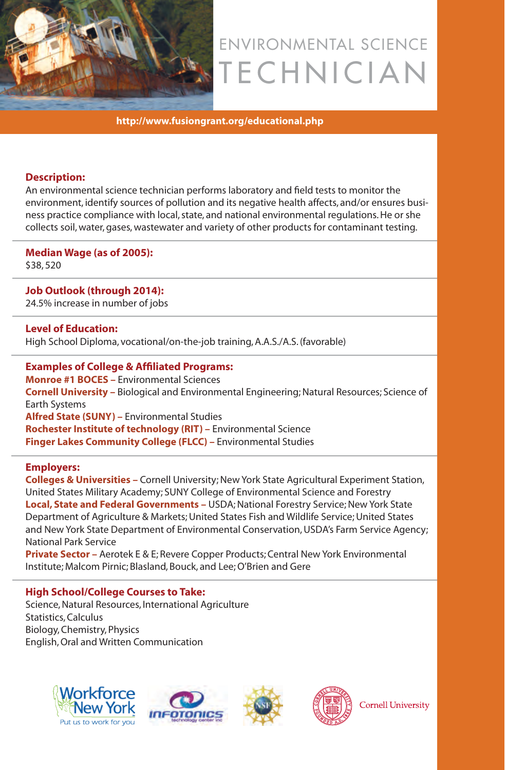# ENVIRONMENTAL SCIENCE TECHNICIAN

**http://www.fusiongrant.org/educational.php**

**Description:**
An environmental science technician performs laboratory and field tests to monitor the environment, identify sources of pollution and its negative health affects, and/or ensures business practice compliance with local, state, and national environmental regulations. He or she collects soil, water, gases, wastewater and variety of other products for contaminant testing.

**Median Wage (as of 2005):**
$38, 520

**Job Outlook (through 2014):**
24.5% increase in number of jobs

**Level of Education:**
High School Diploma, vocational/on-the-job training, A.A.S./A.S. (favorable)

**Examples of College & Affiliated Programs:**
**Monroe #1 BOCES –** Environmental Sciences
**Cornell University –** Biological and Environmental Engineering; Natural Resources; Science of Earth Systems
**Alfred State (SUNY) –** Environmental Studies
**Rochester Institute of technology (RIT) –** Environmental Science
**Finger Lakes Community College (FLCC) –** Environmental Studies

**Employers:**
**Colleges & Universities –** Cornell University; New York State Agricultural Experiment Station, United States Military Academy; SUNY College of Environmental Science and Forestry
**Local, State and Federal Governments –** USDA; National Forestry Service; New York State Department of Agriculture & Markets; United States Fish and Wildlife Service; United States and New York State Department of Environmental Conservation, USDA's Farm Service Agency; National Park Service
**Private Sector –** Aerotek E & E; Revere Copper Products; Central New York Environmental Institute; Malcom Pirnic; Blasland, Bouck, and Lee; O'Brien and Gere

**High School/College Courses to Take:**
Science, Natural Resources, International Agriculture
Statistics, Calculus
Biology, Chemistry, Physics
English, Oral and Written Communication

Workforce New York – Put us to work for you
INFOTONICS technology center inc
NSF
Cornell University